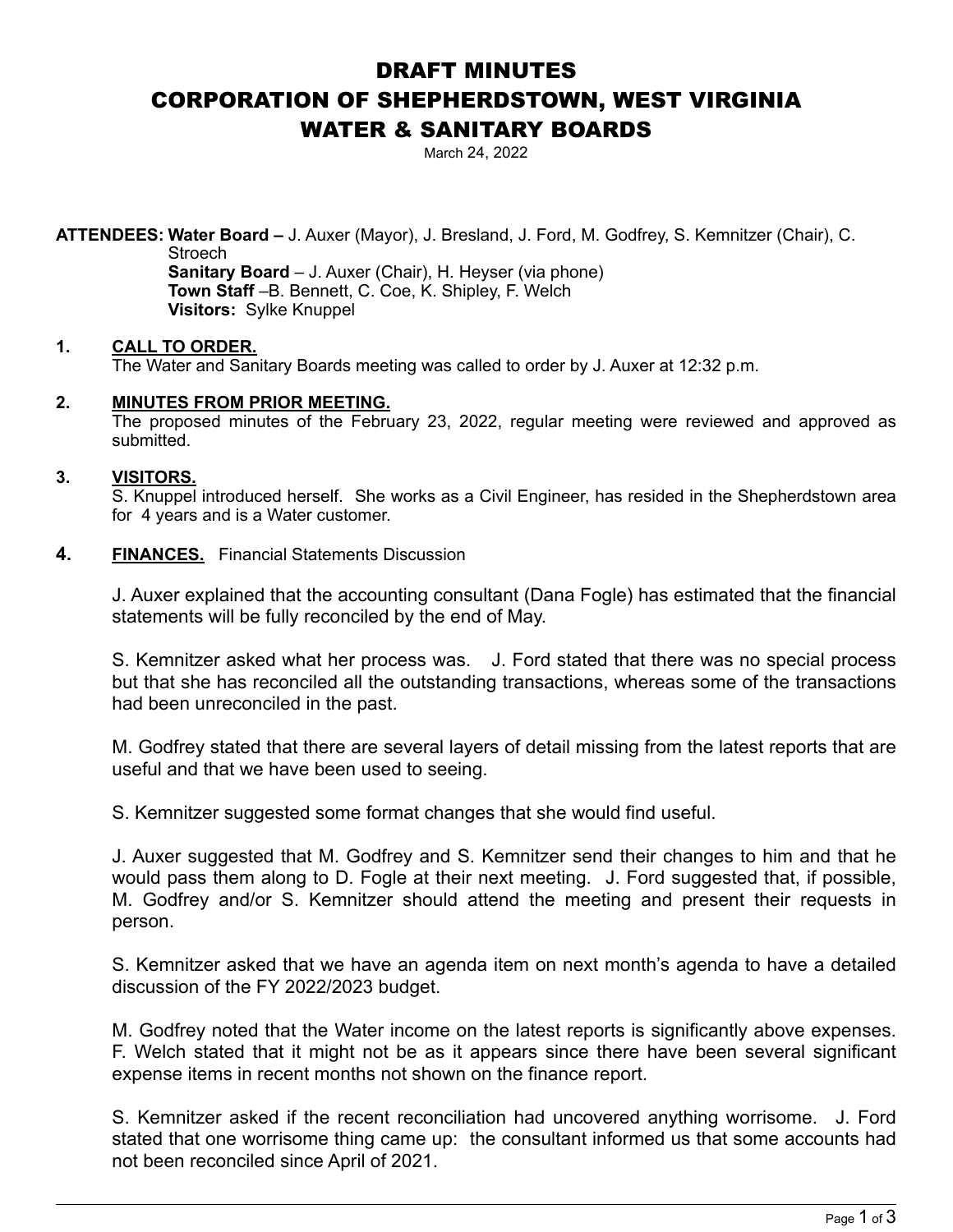# DRAFT MINUTES
# CORPORATION OF SHEPHERDSTOWN, WEST VIRGINIA
# WATER & SANITARY BOARDS

March 24, 2022

**ATTENDEES: Water Board –** J. Auxer (Mayor), J. Bresland, J. Ford, M. Godfrey, S. Kemnitzer (Chair), C. Stroech
**Sanitary Board** – J. Auxer (Chair), H. Heyser (via phone)
**Town Staff** –B. Bennett, C. Coe, K. Shipley, F. Welch
**Visitors:** Sylke Knuppel

**1. CALL TO ORDER.**
The Water and Sanitary Boards meeting was called to order by J. Auxer at 12:32 p.m.

**2. MINUTES FROM PRIOR MEETING.**
The proposed minutes of the February 23, 2022, regular meeting were reviewed and approved as submitted.

**3. VISITORS.**
S. Knuppel introduced herself. She works as a Civil Engineer, has resided in the Shepherdstown area for 4 years and is a Water customer.

**4. FINANCES.** Financial Statements Discussion

J. Auxer explained that the accounting consultant (Dana Fogle) has estimated that the financial statements will be fully reconciled by the end of May.

S. Kemnitzer asked what her process was. J. Ford stated that there was no special process but that she has reconciled all the outstanding transactions, whereas some of the transactions had been unreconciled in the past.

M. Godfrey stated that there are several layers of detail missing from the latest reports that are useful and that we have been used to seeing.

S. Kemnitzer suggested some format changes that she would find useful.

J. Auxer suggested that M. Godfrey and S. Kemnitzer send their changes to him and that he would pass them along to D. Fogle at their next meeting. J. Ford suggested that, if possible, M. Godfrey and/or S. Kemnitzer should attend the meeting and present their requests in person.

S. Kemnitzer asked that we have an agenda item on next month's agenda to have a detailed discussion of the FY 2022/2023 budget.

M. Godfrey noted that the Water income on the latest reports is significantly above expenses. F. Welch stated that it might not be as it appears since there have been several significant expense items in recent months not shown on the finance report.

S. Kemnitzer asked if the recent reconciliation had uncovered anything worrisome. J. Ford stated that one worrisome thing came up: the consultant informed us that some accounts had not been reconciled since April of 2021.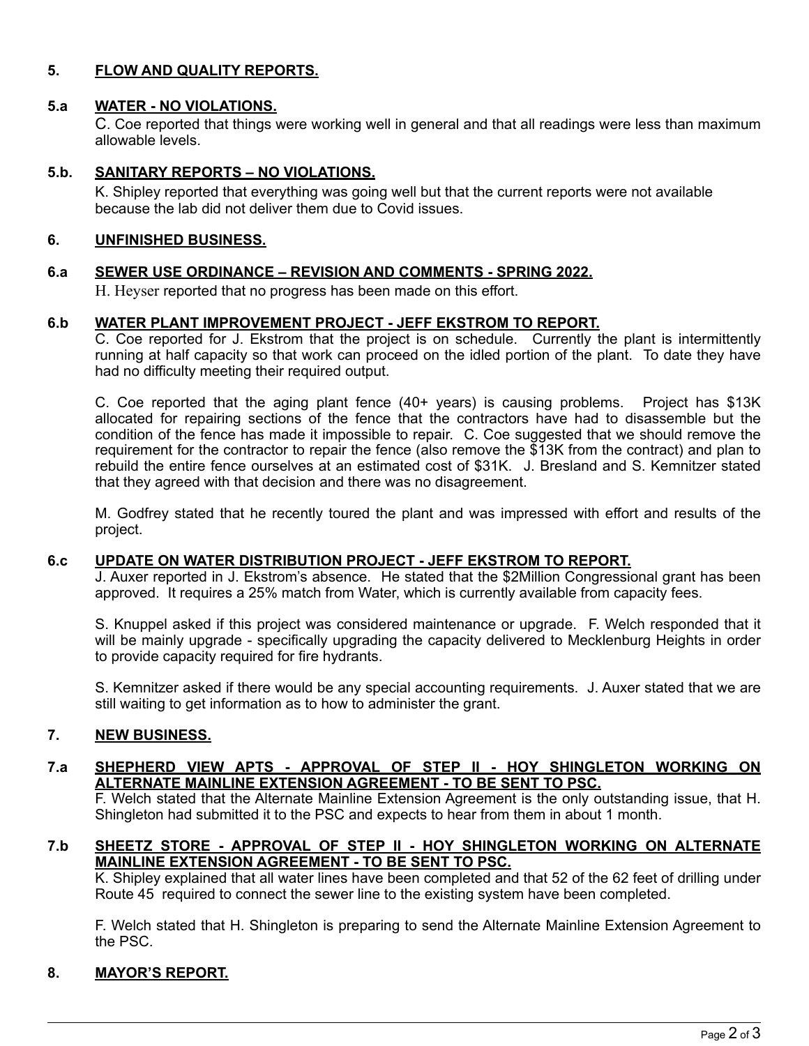## 5. FLOW AND QUALITY REPORTS.

### 5.a WATER - NO VIOLATIONS.

C. Coe reported that things were working well in general and that all readings were less than maximum allowable levels.

### 5.b. SANITARY REPORTS – NO VIOLATIONS.

K. Shipley reported that everything was going well but that the current reports were not available because the lab did not deliver them due to Covid issues.

## 6. UNFINISHED BUSINESS.

### 6.a SEWER USE ORDINANCE – REVISION AND COMMENTS - SPRING 2022.

H. Heyser reported that no progress has been made on this effort.

### 6.b WATER PLANT IMPROVEMENT PROJECT - JEFF EKSTROM TO REPORT.

C. Coe reported for J. Ekstrom that the project is on schedule. Currently the plant is intermittently running at half capacity so that work can proceed on the idled portion of the plant. To date they have had no difficulty meeting their required output.

C. Coe reported that the aging plant fence (40+ years) is causing problems. Project has $13K allocated for repairing sections of the fence that the contractors have had to disassemble but the condition of the fence has made it impossible to repair. C. Coe suggested that we should remove the requirement for the contractor to repair the fence (also remove the $13K from the contract) and plan to rebuild the entire fence ourselves at an estimated cost of $31K. J. Bresland and S. Kemnitzer stated that they agreed with that decision and there was no disagreement.

M. Godfrey stated that he recently toured the plant and was impressed with effort and results of the project.

### 6.c UPDATE ON WATER DISTRIBUTION PROJECT - JEFF EKSTROM TO REPORT.

J. Auxer reported in J. Ekstrom's absence. He stated that the $2Million Congressional grant has been approved. It requires a 25% match from Water, which is currently available from capacity fees.

S. Knuppel asked if this project was considered maintenance or upgrade. F. Welch responded that it will be mainly upgrade - specifically upgrading the capacity delivered to Mecklenburg Heights in order to provide capacity required for fire hydrants.

S. Kemnitzer asked if there would be any special accounting requirements. J. Auxer stated that we are still waiting to get information as to how to administer the grant.

## 7. NEW BUSINESS.

### 7.a SHEPHERD VIEW APTS - APPROVAL OF STEP II - HOY SHINGLETON WORKING ON ALTERNATE MAINLINE EXTENSION AGREEMENT - TO BE SENT TO PSC.

F. Welch stated that the Alternate Mainline Extension Agreement is the only outstanding issue, that H. Shingleton had submitted it to the PSC and expects to hear from them in about 1 month.

### 7.b SHEETZ STORE - APPROVAL OF STEP II - HOY SHINGLETON WORKING ON ALTERNATE MAINLINE EXTENSION AGREEMENT - TO BE SENT TO PSC.

K. Shipley explained that all water lines have been completed and that 52 of the 62 feet of drilling under Route 45 required to connect the sewer line to the existing system have been completed.

F. Welch stated that H. Shingleton is preparing to send the Alternate Mainline Extension Agreement to the PSC.

## 8. MAYOR'S REPORT.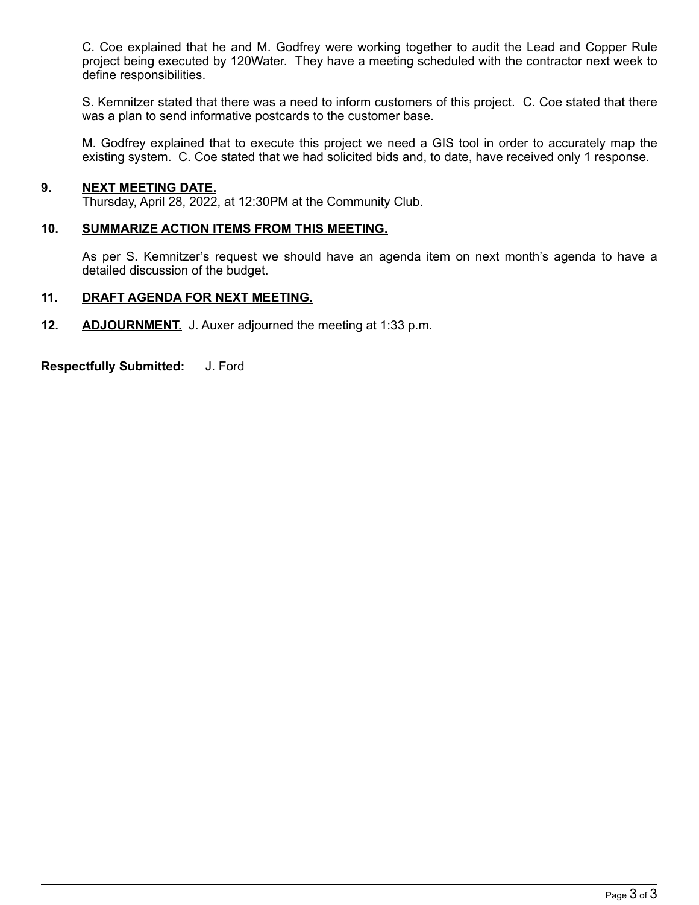C. Coe explained that he and M. Godfrey were working together to audit the Lead and Copper Rule project being executed by 120Water. They have a meeting scheduled with the contractor next week to define responsibilities.

S. Kemnitzer stated that there was a need to inform customers of this project. C. Coe stated that there was a plan to send informative postcards to the customer base.

M. Godfrey explained that to execute this project we need a GIS tool in order to accurately map the existing system. C. Coe stated that we had solicited bids and, to date, have received only 1 response.

**9. NEXT MEETING DATE.**

Thursday, April 28, 2022, at 12:30PM at the Community Club.

**10. SUMMARIZE ACTION ITEMS FROM THIS MEETING.**

As per S. Kemnitzer's request we should have an agenda item on next month's agenda to have a detailed discussion of the budget.

**11. DRAFT AGENDA FOR NEXT MEETING.**

**12. ADJOURNMENT.** J. Auxer adjourned the meeting at 1:33 p.m.

**Respectfully Submitted:** J. Ford